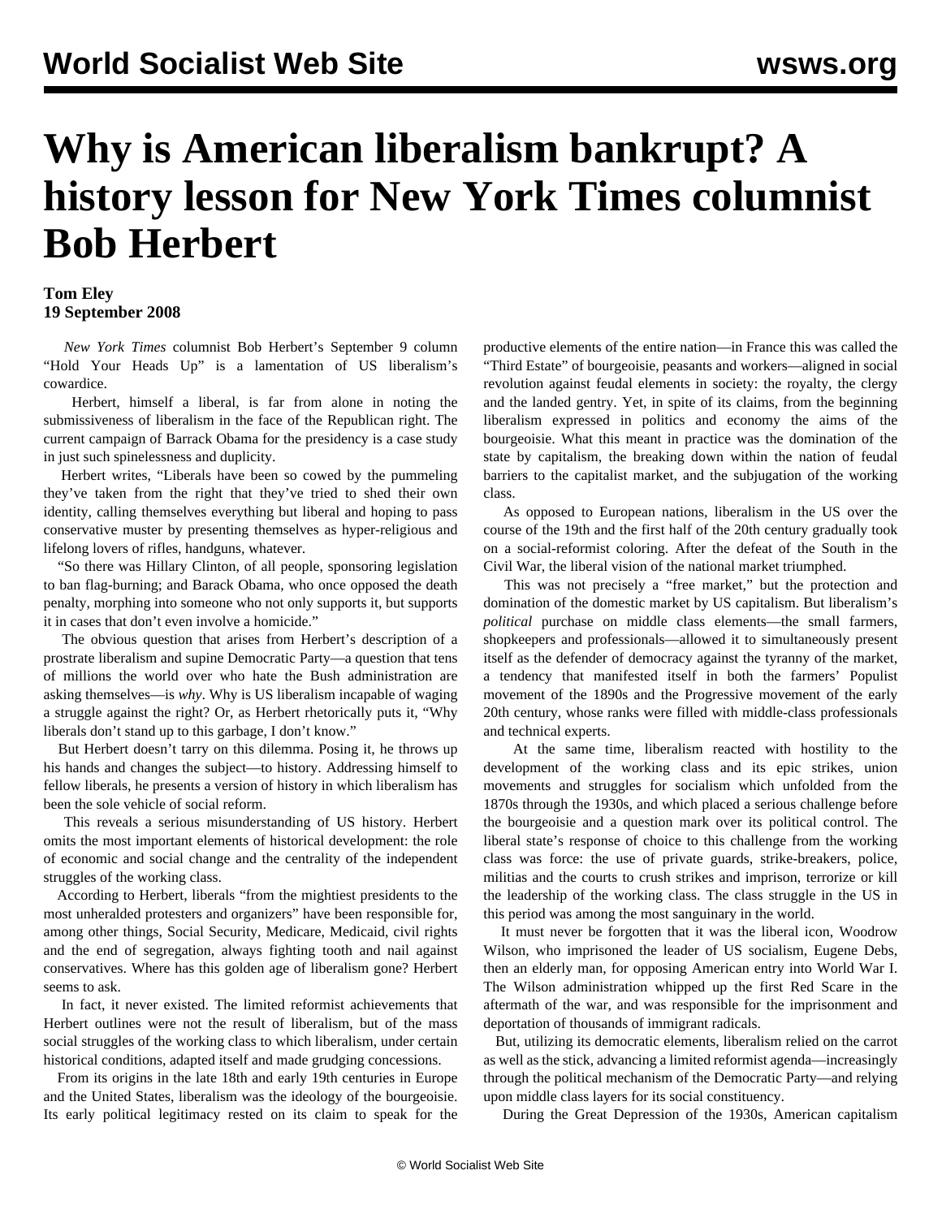# Why is American liberalism bankrupt? A history lesson for New York Times columnist Bob Herbert

**Tom Eley**
**19 September 2008**

*New York Times* columnist Bob Herbert's September 9 column "Hold Your Heads Up" is a lamentation of US liberalism's cowardice.

Herbert, himself a liberal, is far from alone in noting the submissiveness of liberalism in the face of the Republican right. The current campaign of Barrack Obama for the presidency is a case study in just such spinelessness and duplicity.

Herbert writes, "Liberals have been so cowed by the pummeling they've taken from the right that they've tried to shed their own identity, calling themselves everything but liberal and hoping to pass conservative muster by presenting themselves as hyper-religious and lifelong lovers of rifles, handguns, whatever.

"So there was Hillary Clinton, of all people, sponsoring legislation to ban flag-burning; and Barack Obama, who once opposed the death penalty, morphing into someone who not only supports it, but supports it in cases that don't even involve a homicide."

The obvious question that arises from Herbert's description of a prostrate liberalism and supine Democratic Party—a question that tens of millions the world over who hate the Bush administration are asking themselves—is *why*. Why is US liberalism incapable of waging a struggle against the right? Or, as Herbert rhetorically puts it, "Why liberals don't stand up to this garbage, I don't know."

But Herbert doesn't tarry on this dilemma. Posing it, he throws up his hands and changes the subject—to history. Addressing himself to fellow liberals, he presents a version of history in which liberalism has been the sole vehicle of social reform.

This reveals a serious misunderstanding of US history. Herbert omits the most important elements of historical development: the role of economic and social change and the centrality of the independent struggles of the working class.

According to Herbert, liberals "from the mightiest presidents to the most unheralded protesters and organizers" have been responsible for, among other things, Social Security, Medicare, Medicaid, civil rights and the end of segregation, always fighting tooth and nail against conservatives. Where has this golden age of liberalism gone? Herbert seems to ask.

In fact, it never existed. The limited reformist achievements that Herbert outlines were not the result of liberalism, but of the mass social struggles of the working class to which liberalism, under certain historical conditions, adapted itself and made grudging concessions.

From its origins in the late 18th and early 19th centuries in Europe and the United States, liberalism was the ideology of the bourgeoisie. Its early political legitimacy rested on its claim to speak for the productive elements of the entire nation—in France this was called the "Third Estate" of bourgeoisie, peasants and workers—aligned in social revolution against feudal elements in society: the royalty, the clergy and the landed gentry. Yet, in spite of its claims, from the beginning liberalism expressed in politics and economy the aims of the bourgeoisie. What this meant in practice was the domination of the state by capitalism, the breaking down within the nation of feudal barriers to the capitalist market, and the subjugation of the working class.

As opposed to European nations, liberalism in the US over the course of the 19th and the first half of the 20th century gradually took on a social-reformist coloring. After the defeat of the South in the Civil War, the liberal vision of the national market triumphed.

This was not precisely a "free market," but the protection and domination of the domestic market by US capitalism. But liberalism's *political* purchase on middle class elements—the small farmers, shopkeepers and professionals—allowed it to simultaneously present itself as the defender of democracy against the tyranny of the market, a tendency that manifested itself in both the farmers' Populist movement of the 1890s and the Progressive movement of the early 20th century, whose ranks were filled with middle-class professionals and technical experts.

At the same time, liberalism reacted with hostility to the development of the working class and its epic strikes, union movements and struggles for socialism which unfolded from the 1870s through the 1930s, and which placed a serious challenge before the bourgeoisie and a question mark over its political control. The liberal state's response of choice to this challenge from the working class was force: the use of private guards, strike-breakers, police, militias and the courts to crush strikes and imprison, terrorize or kill the leadership of the working class. The class struggle in the US in this period was among the most sanguinary in the world.

It must never be forgotten that it was the liberal icon, Woodrow Wilson, who imprisoned the leader of US socialism, Eugene Debs, then an elderly man, for opposing American entry into World War I. The Wilson administration whipped up the first Red Scare in the aftermath of the war, and was responsible for the imprisonment and deportation of thousands of immigrant radicals.

But, utilizing its democratic elements, liberalism relied on the carrot as well as the stick, advancing a limited reformist agenda—increasingly through the political mechanism of the Democratic Party—and relying upon middle class layers for its social constituency.

During the Great Depression of the 1930s, American capitalism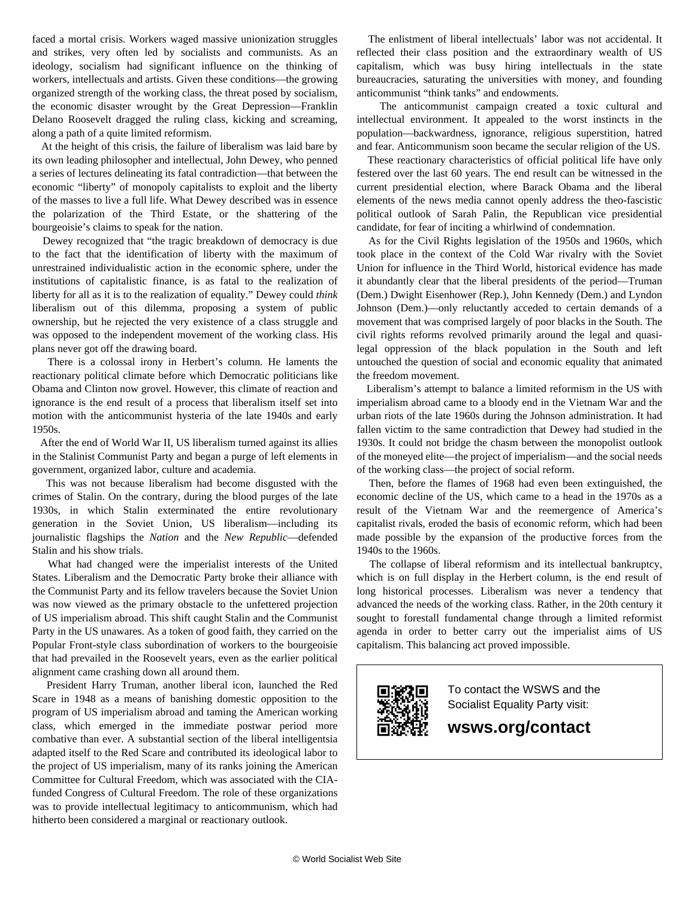faced a mortal crisis. Workers waged massive unionization struggles and strikes, very often led by socialists and communists. As an ideology, socialism had significant influence on the thinking of workers, intellectuals and artists. Given these conditions—the growing organized strength of the working class, the threat posed by socialism, the economic disaster wrought by the Great Depression—Franklin Delano Roosevelt dragged the ruling class, kicking and screaming, along a path of a quite limited reformism.

At the height of this crisis, the failure of liberalism was laid bare by its own leading philosopher and intellectual, John Dewey, who penned a series of lectures delineating its fatal contradiction—that between the economic "liberty" of monopoly capitalists to exploit and the liberty of the masses to live a full life. What Dewey described was in essence the polarization of the Third Estate, or the shattering of the bourgeoisie's claims to speak for the nation.

Dewey recognized that "the tragic breakdown of democracy is due to the fact that the identification of liberty with the maximum of unrestrained individualistic action in the economic sphere, under the institutions of capitalistic finance, is as fatal to the realization of liberty for all as it is to the realization of equality." Dewey could *think* liberalism out of this dilemma, proposing a system of public ownership, but he rejected the very existence of a class struggle and was opposed to the independent movement of the working class. His plans never got off the drawing board.

There is a colossal irony in Herbert's column. He laments the reactionary political climate before which Democratic politicians like Obama and Clinton now grovel. However, this climate of reaction and ignorance is the end result of a process that liberalism itself set into motion with the anticommunist hysteria of the late 1940s and early 1950s.

After the end of World War II, US liberalism turned against its allies in the Stalinist Communist Party and began a purge of left elements in government, organized labor, culture and academia.

This was not because liberalism had become disgusted with the crimes of Stalin. On the contrary, during the blood purges of the late 1930s, in which Stalin exterminated the entire revolutionary generation in the Soviet Union, US liberalism—including its journalistic flagships the *Nation* and the *New Republic*—defended Stalin and his show trials.

What had changed were the imperialist interests of the United States. Liberalism and the Democratic Party broke their alliance with the Communist Party and its fellow travelers because the Soviet Union was now viewed as the primary obstacle to the unfettered projection of US imperialism abroad. This shift caught Stalin and the Communist Party in the US unawares. As a token of good faith, they carried on the Popular Front-style class subordination of workers to the bourgeoisie that had prevailed in the Roosevelt years, even as the earlier political alignment came crashing down all around them.

President Harry Truman, another liberal icon, launched the Red Scare in 1948 as a means of banishing domestic opposition to the program of US imperialism abroad and taming the American working class, which emerged in the immediate postwar period more combative than ever. A substantial section of the liberal intelligentsia adapted itself to the Red Scare and contributed its ideological labor to the project of US imperialism, many of its ranks joining the American Committee for Cultural Freedom, which was associated with the CIA-funded Congress of Cultural Freedom. The role of these organizations was to provide intellectual legitimacy to anticommunism, which had hitherto been considered a marginal or reactionary outlook.

The enlistment of liberal intellectuals' labor was not accidental. It reflected their class position and the extraordinary wealth of US capitalism, which was busy hiring intellectuals in the state bureaucracies, saturating the universities with money, and founding anticommunist "think tanks" and endowments.

The anticommunist campaign created a toxic cultural and intellectual environment. It appealed to the worst instincts in the population—backwardness, ignorance, religious superstition, hatred and fear. Anticommunism soon became the secular religion of the US.

These reactionary characteristics of official political life have only festered over the last 60 years. The end result can be witnessed in the current presidential election, where Barack Obama and the liberal elements of the news media cannot openly address the theo-fascistic political outlook of Sarah Palin, the Republican vice presidential candidate, for fear of inciting a whirlwind of condemnation.

As for the Civil Rights legislation of the 1950s and 1960s, which took place in the context of the Cold War rivalry with the Soviet Union for influence in the Third World, historical evidence has made it abundantly clear that the liberal presidents of the period—Truman (Dem.) Dwight Eisenhower (Rep.), John Kennedy (Dem.) and Lyndon Johnson (Dem.)—only reluctantly acceded to certain demands of a movement that was comprised largely of poor blacks in the South. The civil rights reforms revolved primarily around the legal and quasi-legal oppression of the black population in the South and left untouched the question of social and economic equality that animated the freedom movement.

Liberalism's attempt to balance a limited reformism in the US with imperialism abroad came to a bloody end in the Vietnam War and the urban riots of the late 1960s during the Johnson administration. It had fallen victim to the same contradiction that Dewey had studied in the 1930s. It could not bridge the chasm between the monopolist outlook of the moneyed elite—the project of imperialism—and the social needs of the working class—the project of social reform.

Then, before the flames of 1968 had even been extinguished, the economic decline of the US, which came to a head in the 1970s as a result of the Vietnam War and the reemergence of America's capitalist rivals, eroded the basis of economic reform, which had been made possible by the expansion of the productive forces from the 1940s to the 1960s.

The collapse of liberal reformism and its intellectual bankruptcy, which is on full display in the Herbert column, is the end result of long historical processes. Liberalism was never a tendency that advanced the needs of the working class. Rather, in the 20th century it sought to forestall fundamental change through a limited reformist agenda in order to better carry out the imperialist aims of US capitalism. This balancing act proved impossible.

To contact the WSWS and the Socialist Equality Party visit:

**wsws.org/contact**